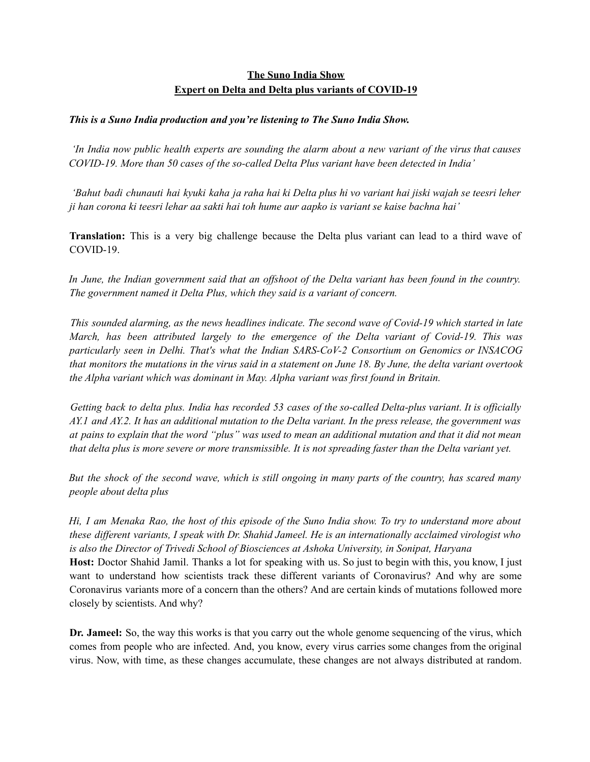# The Suno India Show
## Expert on Delta and Delta plus variants of COVID-19

***This is a Suno India production and you're listening to The Suno India Show.***

*'In India now public health experts are sounding the alarm about a new variant of the virus that causes COVID-19. More than 50 cases of the so-called Delta Plus variant have been detected in India'*

*'Bahut badi chunauti hai kyuki kaha ja raha hai ki Delta plus hi vo variant hai jiski wajah se teesri leher ji han corona ki teesri lehar aa sakti hai toh hume aur aapko is variant se kaise bachna hai'*

**Translation:** This is a very big challenge because the Delta plus variant can lead to a third wave of COVID-19.

*In June, the Indian government said that an offshoot of the Delta variant has been found in the country. The government named it Delta Plus, which they said is a variant of concern.*

*This sounded alarming, as the news headlines indicate. The second wave of Covid-19 which started in late March, has been attributed largely to the emergence of the Delta variant of Covid-19. This was particularly seen in Delhi. That's what the Indian SARS-CoV-2 Consortium on Genomics or INSACOG that monitors the mutations in the virus said in a statement on June 18. By June, the delta variant overtook the Alpha variant which was dominant in May. Alpha variant was first found in Britain.*

*Getting back to delta plus. India has recorded 53 cases of the so-called Delta-plus variant. It is officially AY.1 and AY.2. It has an additional mutation to the Delta variant. In the press release, the government was at pains to explain that the word "plus" was used to mean an additional mutation and that it did not mean that delta plus is more severe or more transmissible. It is not spreading faster than the Delta variant yet.*

*But the shock of the second wave, which is still ongoing in many parts of the country, has scared many people about delta plus*

*Hi, I am Menaka Rao, the host of this episode of the Suno India show. To try to understand more about these different variants, I speak with Dr. Shahid Jameel. He is an internationally acclaimed virologist who is also the Director of Trivedi School of Biosciences at Ashoka University, in Sonipat, Haryana*

**Host:** Doctor Shahid Jamil. Thanks a lot for speaking with us. So just to begin with this, you know, I just want to understand how scientists track these different variants of Coronavirus? And why are some Coronavirus variants more of a concern than the others? And are certain kinds of mutations followed more closely by scientists. And why?

**Dr. Jameel:** So, the way this works is that you carry out the whole genome sequencing of the virus, which comes from people who are infected. And, you know, every virus carries some changes from the original virus. Now, with time, as these changes accumulate, these changes are not always distributed at random.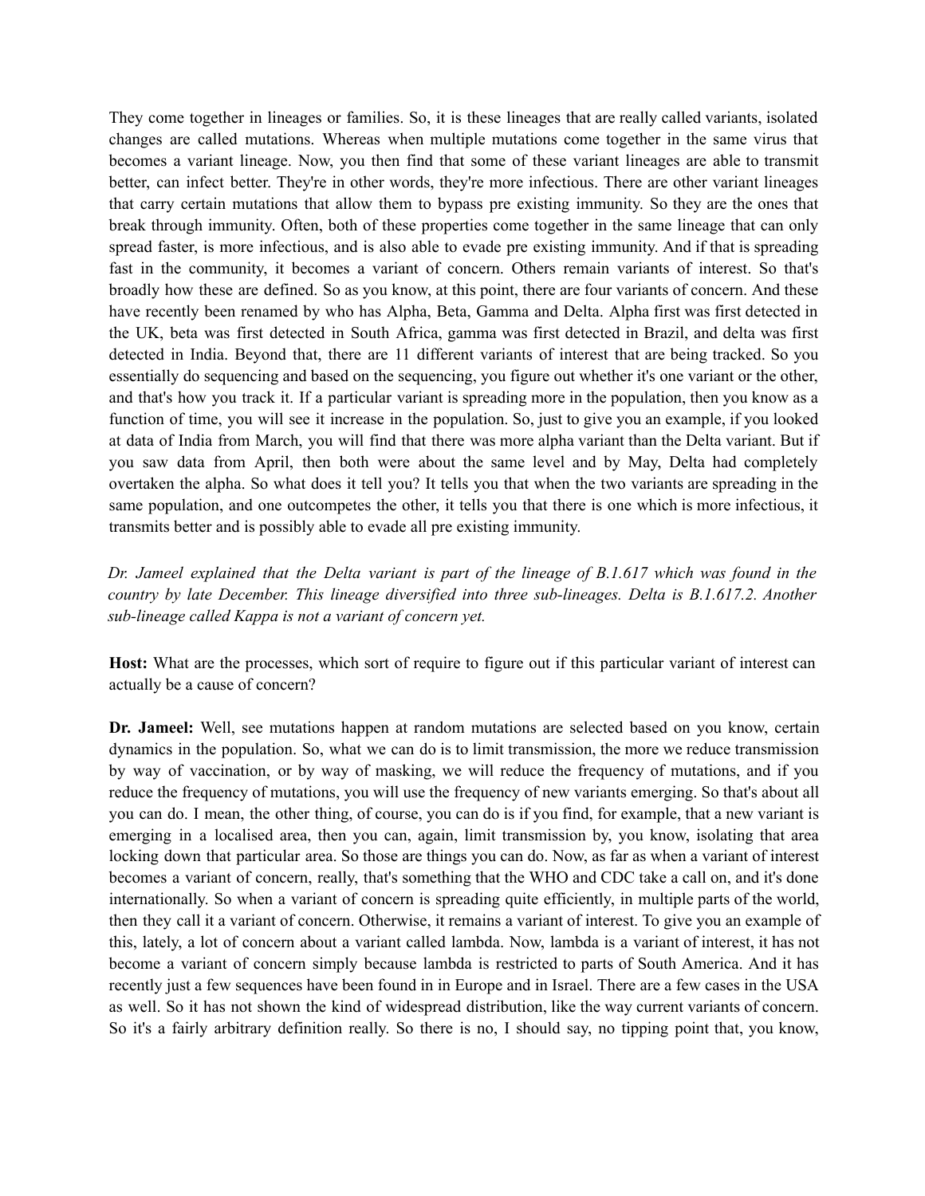They come together in lineages or families. So, it is these lineages that are really called variants, isolated changes are called mutations. Whereas when multiple mutations come together in the same virus that becomes a variant lineage. Now, you then find that some of these variant lineages are able to transmit better, can infect better. They're in other words, they're more infectious. There are other variant lineages that carry certain mutations that allow them to bypass pre existing immunity. So they are the ones that break through immunity. Often, both of these properties come together in the same lineage that can only spread faster, is more infectious, and is also able to evade pre existing immunity. And if that is spreading fast in the community, it becomes a variant of concern. Others remain variants of interest. So that's broadly how these are defined. So as you know, at this point, there are four variants of concern. And these have recently been renamed by who has Alpha, Beta, Gamma and Delta. Alpha first was first detected in the UK, beta was first detected in South Africa, gamma was first detected in Brazil, and delta was first detected in India. Beyond that, there are 11 different variants of interest that are being tracked. So you essentially do sequencing and based on the sequencing, you figure out whether it's one variant or the other, and that's how you track it. If a particular variant is spreading more in the population, then you know as a function of time, you will see it increase in the population. So, just to give you an example, if you looked at data of India from March, you will find that there was more alpha variant than the Delta variant. But if you saw data from April, then both were about the same level and by May, Delta had completely overtaken the alpha. So what does it tell you? It tells you that when the two variants are spreading in the same population, and one outcompetes the other, it tells you that there is one which is more infectious, it transmits better and is possibly able to evade all pre existing immunity.

*Dr. Jameel explained that the Delta variant is part of the lineage of B.1.617 which was found in the country by late December. This lineage diversified into three sub-lineages. Delta is B.1.617.2. Another sub-lineage called Kappa is not a variant of concern yet.*

**Host:** What are the processes, which sort of require to figure out if this particular variant of interest can actually be a cause of concern?

**Dr. Jameel:** Well, see mutations happen at random mutations are selected based on you know, certain dynamics in the population. So, what we can do is to limit transmission, the more we reduce transmission by way of vaccination, or by way of masking, we will reduce the frequency of mutations, and if you reduce the frequency of mutations, you will use the frequency of new variants emerging. So that's about all you can do. I mean, the other thing, of course, you can do is if you find, for example, that a new variant is emerging in a localised area, then you can, again, limit transmission by, you know, isolating that area locking down that particular area. So those are things you can do. Now, as far as when a variant of interest becomes a variant of concern, really, that's something that the WHO and CDC take a call on, and it's done internationally. So when a variant of concern is spreading quite efficiently, in multiple parts of the world, then they call it a variant of concern. Otherwise, it remains a variant of interest. To give you an example of this, lately, a lot of concern about a variant called lambda. Now, lambda is a variant of interest, it has not become a variant of concern simply because lambda is restricted to parts of South America. And it has recently just a few sequences have been found in in Europe and in Israel. There are a few cases in the USA as well. So it has not shown the kind of widespread distribution, like the way current variants of concern. So it's a fairly arbitrary definition really. So there is no, I should say, no tipping point that, you know,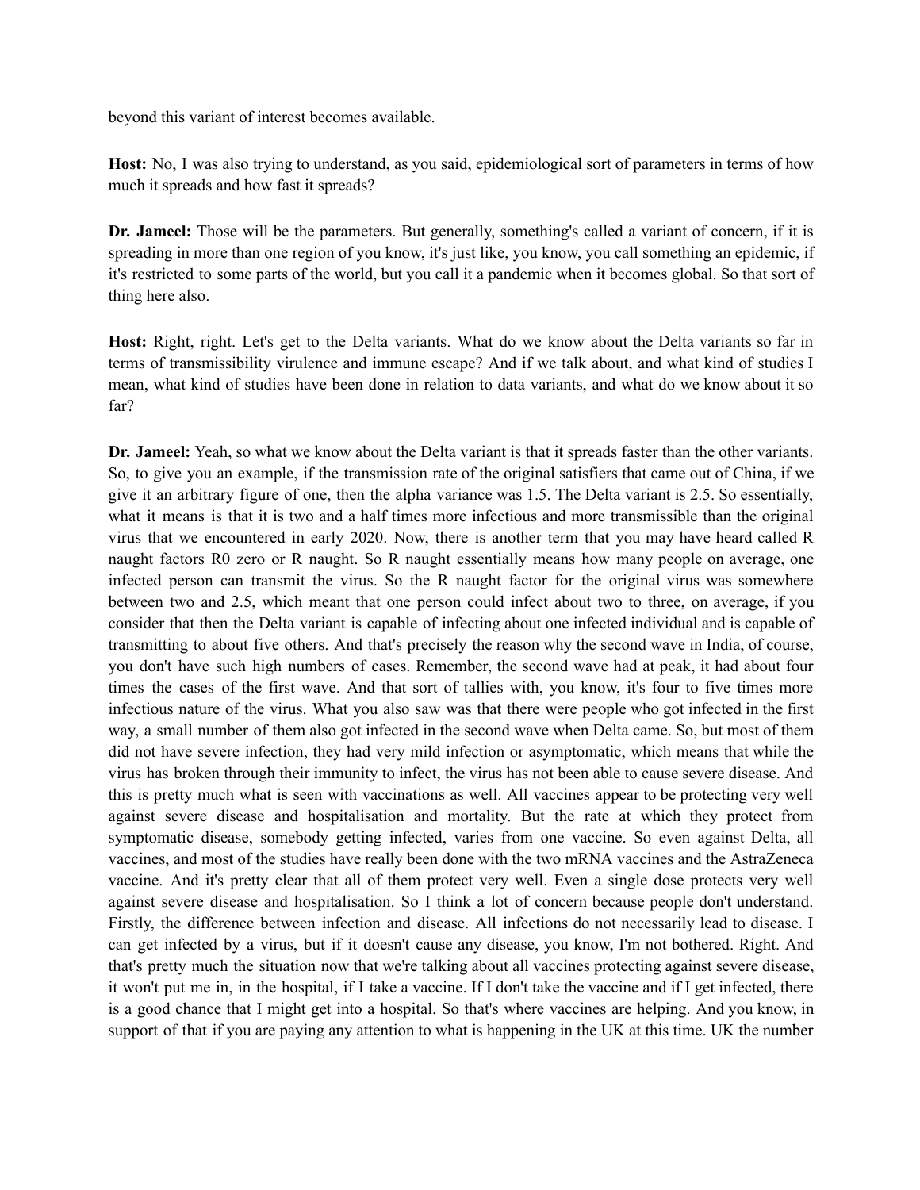beyond this variant of interest becomes available.

**Host:** No, I was also trying to understand, as you said, epidemiological sort of parameters in terms of how much it spreads and how fast it spreads?

**Dr. Jameel:** Those will be the parameters. But generally, something's called a variant of concern, if it is spreading in more than one region of you know, it's just like, you know, you call something an epidemic, if it's restricted to some parts of the world, but you call it a pandemic when it becomes global. So that sort of thing here also.

**Host:** Right, right. Let's get to the Delta variants. What do we know about the Delta variants so far in terms of transmissibility virulence and immune escape? And if we talk about, and what kind of studies I mean, what kind of studies have been done in relation to data variants, and what do we know about it so far?

**Dr. Jameel:** Yeah, so what we know about the Delta variant is that it spreads faster than the other variants. So, to give you an example, if the transmission rate of the original satisfiers that came out of China, if we give it an arbitrary figure of one, then the alpha variance was 1.5. The Delta variant is 2.5. So essentially, what it means is that it is two and a half times more infectious and more transmissible than the original virus that we encountered in early 2020. Now, there is another term that you may have heard called R naught factors R0 zero or R naught. So R naught essentially means how many people on average, one infected person can transmit the virus. So the R naught factor for the original virus was somewhere between two and 2.5, which meant that one person could infect about two to three, on average, if you consider that then the Delta variant is capable of infecting about one infected individual and is capable of transmitting to about five others. And that's precisely the reason why the second wave in India, of course, you don't have such high numbers of cases. Remember, the second wave had at peak, it had about four times the cases of the first wave. And that sort of tallies with, you know, it's four to five times more infectious nature of the virus. What you also saw was that there were people who got infected in the first way, a small number of them also got infected in the second wave when Delta came. So, but most of them did not have severe infection, they had very mild infection or asymptomatic, which means that while the virus has broken through their immunity to infect, the virus has not been able to cause severe disease. And this is pretty much what is seen with vaccinations as well. All vaccines appear to be protecting very well against severe disease and hospitalisation and mortality. But the rate at which they protect from symptomatic disease, somebody getting infected, varies from one vaccine. So even against Delta, all vaccines, and most of the studies have really been done with the two mRNA vaccines and the AstraZeneca vaccine. And it's pretty clear that all of them protect very well. Even a single dose protects very well against severe disease and hospitalisation. So I think a lot of concern because people don't understand. Firstly, the difference between infection and disease. All infections do not necessarily lead to disease. I can get infected by a virus, but if it doesn't cause any disease, you know, I'm not bothered. Right. And that's pretty much the situation now that we're talking about all vaccines protecting against severe disease, it won't put me in, in the hospital, if I take a vaccine. If I don't take the vaccine and if I get infected, there is a good chance that I might get into a hospital. So that's where vaccines are helping. And you know, in support of that if you are paying any attention to what is happening in the UK at this time. UK the number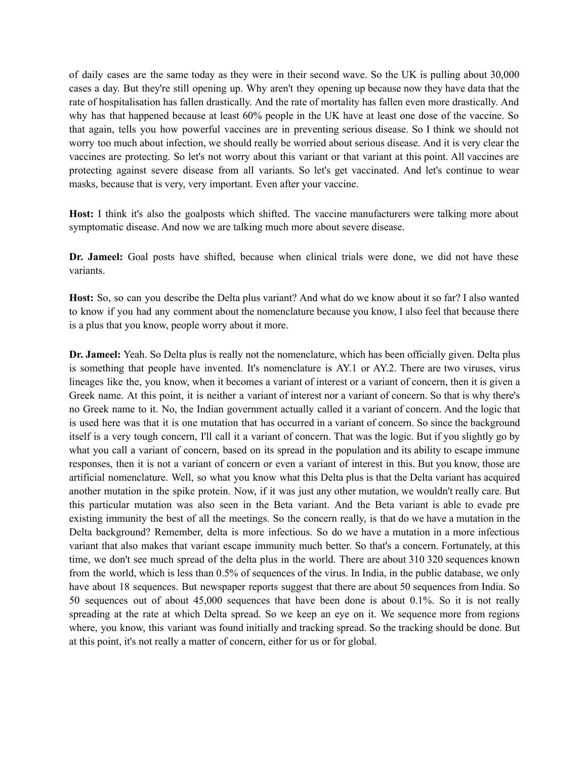of daily cases are the same today as they were in their second wave. So the UK is pulling about 30,000 cases a day. But they're still opening up. Why aren't they opening up because now they have data that the rate of hospitalisation has fallen drastically. And the rate of mortality has fallen even more drastically. And why has that happened because at least 60% people in the UK have at least one dose of the vaccine. So that again, tells you how powerful vaccines are in preventing serious disease. So I think we should not worry too much about infection, we should really be worried about serious disease. And it is very clear the vaccines are protecting. So let's not worry about this variant or that variant at this point. All vaccines are protecting against severe disease from all variants. So let's get vaccinated. And let's continue to wear masks, because that is very, very important. Even after your vaccine.

**Host:** I think it's also the goalposts which shifted. The vaccine manufacturers were talking more about symptomatic disease. And now we are talking much more about severe disease.

**Dr. Jameel:** Goal posts have shifted, because when clinical trials were done, we did not have these variants.

**Host:** So, so can you describe the Delta plus variant? And what do we know about it so far? I also wanted to know if you had any comment about the nomenclature because you know, I also feel that because there is a plus that you know, people worry about it more.

**Dr. Jameel:** Yeah. So Delta plus is really not the nomenclature, which has been officially given. Delta plus is something that people have invented. It's nomenclature is AY.1 or AY.2. There are two viruses, virus lineages like the, you know, when it becomes a variant of interest or a variant of concern, then it is given a Greek name. At this point, it is neither a variant of interest nor a variant of concern. So that is why there's no Greek name to it. No, the Indian government actually called it a variant of concern. And the logic that is used here was that it is one mutation that has occurred in a variant of concern. So since the background itself is a very tough concern, I'll call it a variant of concern. That was the logic. But if you slightly go by what you call a variant of concern, based on its spread in the population and its ability to escape immune responses, then it is not a variant of concern or even a variant of interest in this. But you know, those are artificial nomenclature. Well, so what you know what this Delta plus is that the Delta variant has acquired another mutation in the spike protein. Now, if it was just any other mutation, we wouldn't really care. But this particular mutation was also seen in the Beta variant. And the Beta variant is able to evade pre existing immunity the best of all the meetings. So the concern really, is that do we have a mutation in the Delta background? Remember, delta is more infectious. So do we have a mutation in a more infectious variant that also makes that variant escape immunity much better. So that's a concern. Fortunately, at this time, we don't see much spread of the delta plus in the world. There are about 310 320 sequences known from the world, which is less than 0.5% of sequences of the virus. In India, in the public database, we only have about 18 sequences. But newspaper reports suggest that there are about 50 sequences from India. So 50 sequences out of about 45,000 sequences that have been done is about 0.1%. So it is not really spreading at the rate at which Delta spread. So we keep an eye on it. We sequence more from regions where, you know, this variant was found initially and tracking spread. So the tracking should be done. But at this point, it's not really a matter of concern, either for us or for global.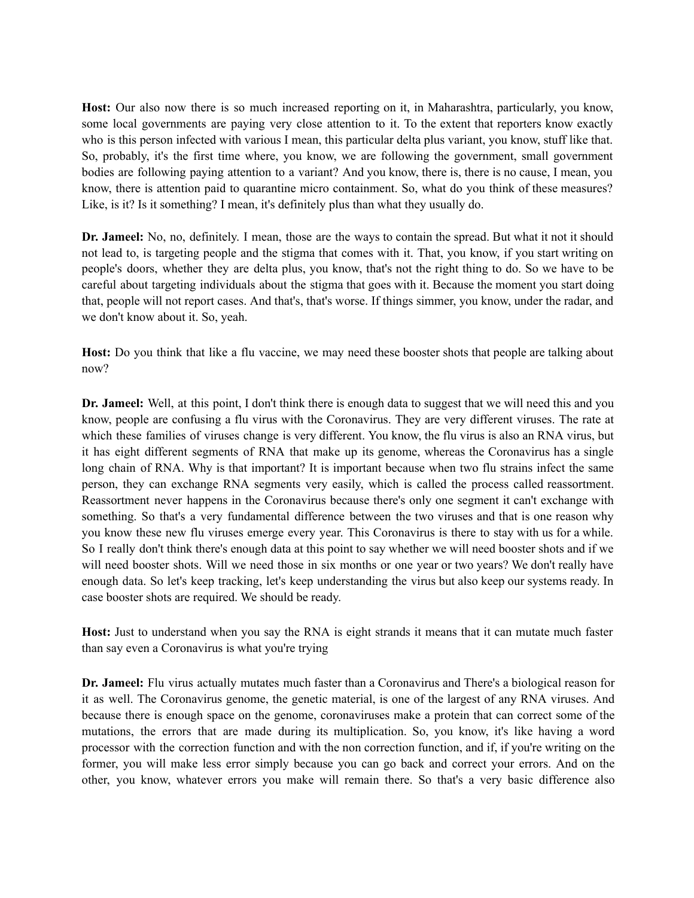**Host:** Our also now there is so much increased reporting on it, in Maharashtra, particularly, you know, some local governments are paying very close attention to it. To the extent that reporters know exactly who is this person infected with various I mean, this particular delta plus variant, you know, stuff like that. So, probably, it's the first time where, you know, we are following the government, small government bodies are following paying attention to a variant? And you know, there is, there is no cause, I mean, you know, there is attention paid to quarantine micro containment. So, what do you think of these measures? Like, is it? Is it something? I mean, it's definitely plus than what they usually do.

**Dr. Jameel:** No, no, definitely. I mean, those are the ways to contain the spread. But what it not it should not lead to, is targeting people and the stigma that comes with it. That, you know, if you start writing on people's doors, whether they are delta plus, you know, that's not the right thing to do. So we have to be careful about targeting individuals about the stigma that goes with it. Because the moment you start doing that, people will not report cases. And that's, that's worse. If things simmer, you know, under the radar, and we don't know about it. So, yeah.

**Host:** Do you think that like a flu vaccine, we may need these booster shots that people are talking about now?

**Dr. Jameel:** Well, at this point, I don't think there is enough data to suggest that we will need this and you know, people are confusing a flu virus with the Coronavirus. They are very different viruses. The rate at which these families of viruses change is very different. You know, the flu virus is also an RNA virus, but it has eight different segments of RNA that make up its genome, whereas the Coronavirus has a single long chain of RNA. Why is that important? It is important because when two flu strains infect the same person, they can exchange RNA segments very easily, which is called the process called reassortment. Reassortment never happens in the Coronavirus because there's only one segment it can't exchange with something. So that's a very fundamental difference between the two viruses and that is one reason why you know these new flu viruses emerge every year. This Coronavirus is there to stay with us for a while. So I really don't think there's enough data at this point to say whether we will need booster shots and if we will need booster shots. Will we need those in six months or one year or two years? We don't really have enough data. So let's keep tracking, let's keep understanding the virus but also keep our systems ready. In case booster shots are required. We should be ready.

**Host:** Just to understand when you say the RNA is eight strands it means that it can mutate much faster than say even a Coronavirus is what you're trying

**Dr. Jameel:** Flu virus actually mutates much faster than a Coronavirus and There's a biological reason for it as well. The Coronavirus genome, the genetic material, is one of the largest of any RNA viruses. And because there is enough space on the genome, coronaviruses make a protein that can correct some of the mutations, the errors that are made during its multiplication. So, you know, it's like having a word processor with the correction function and with the non correction function, and if, if you're writing on the former, you will make less error simply because you can go back and correct your errors. And on the other, you know, whatever errors you make will remain there. So that's a very basic difference also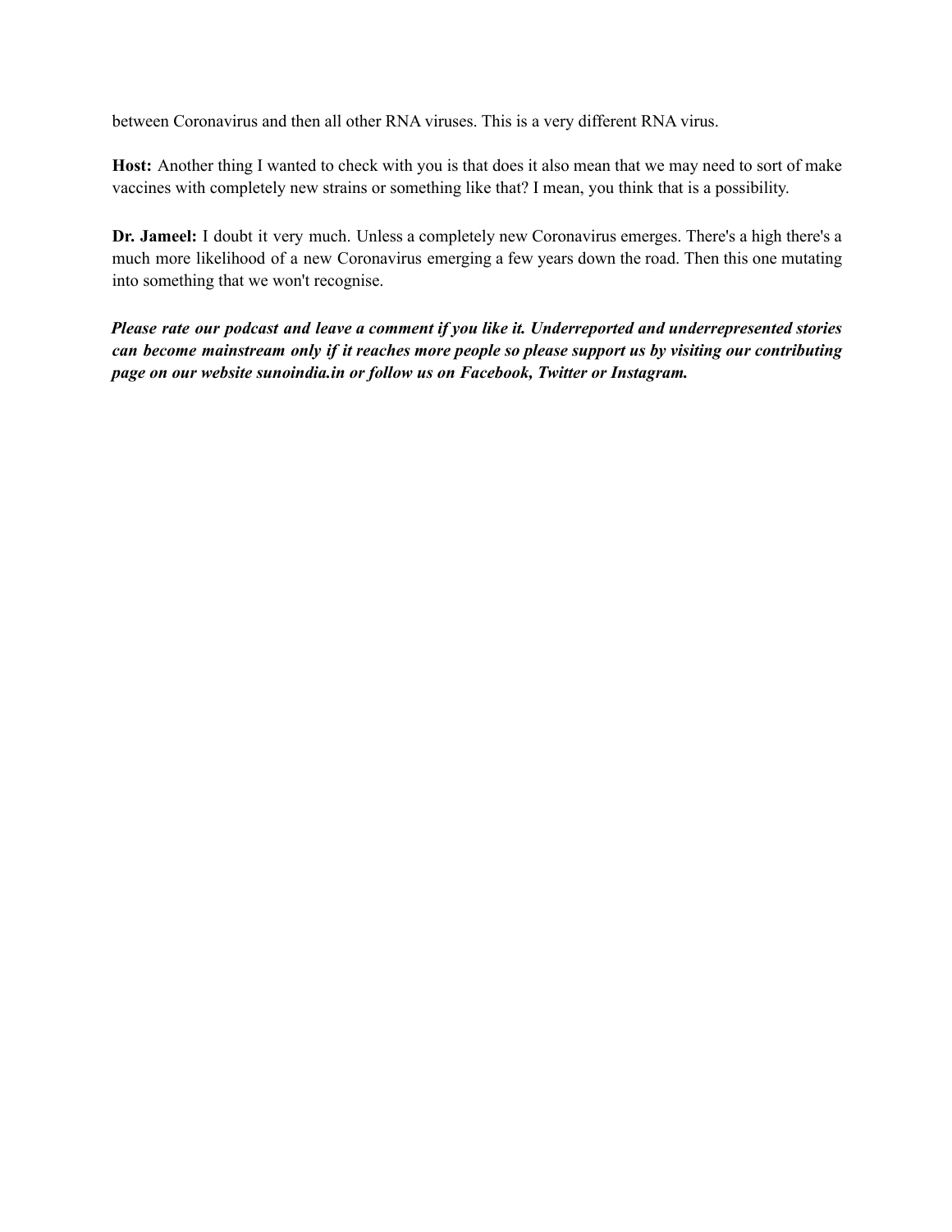between Coronavirus and then all other RNA viruses. This is a very different RNA virus.

**Host:** Another thing I wanted to check with you is that does it also mean that we may need to sort of make vaccines with completely new strains or something like that? I mean, you think that is a possibility.

**Dr. Jameel:** I doubt it very much. Unless a completely new Coronavirus emerges. There's a high there's a much more likelihood of a new Coronavirus emerging a few years down the road. Then this one mutating into something that we won't recognise.

***Please rate our podcast and leave a comment if you like it. Underreported and underrepresented stories can become mainstream only if it reaches more people so please support us by visiting our contributing page on our website sunoindia.in or follow us on Facebook, Twitter or Instagram.***